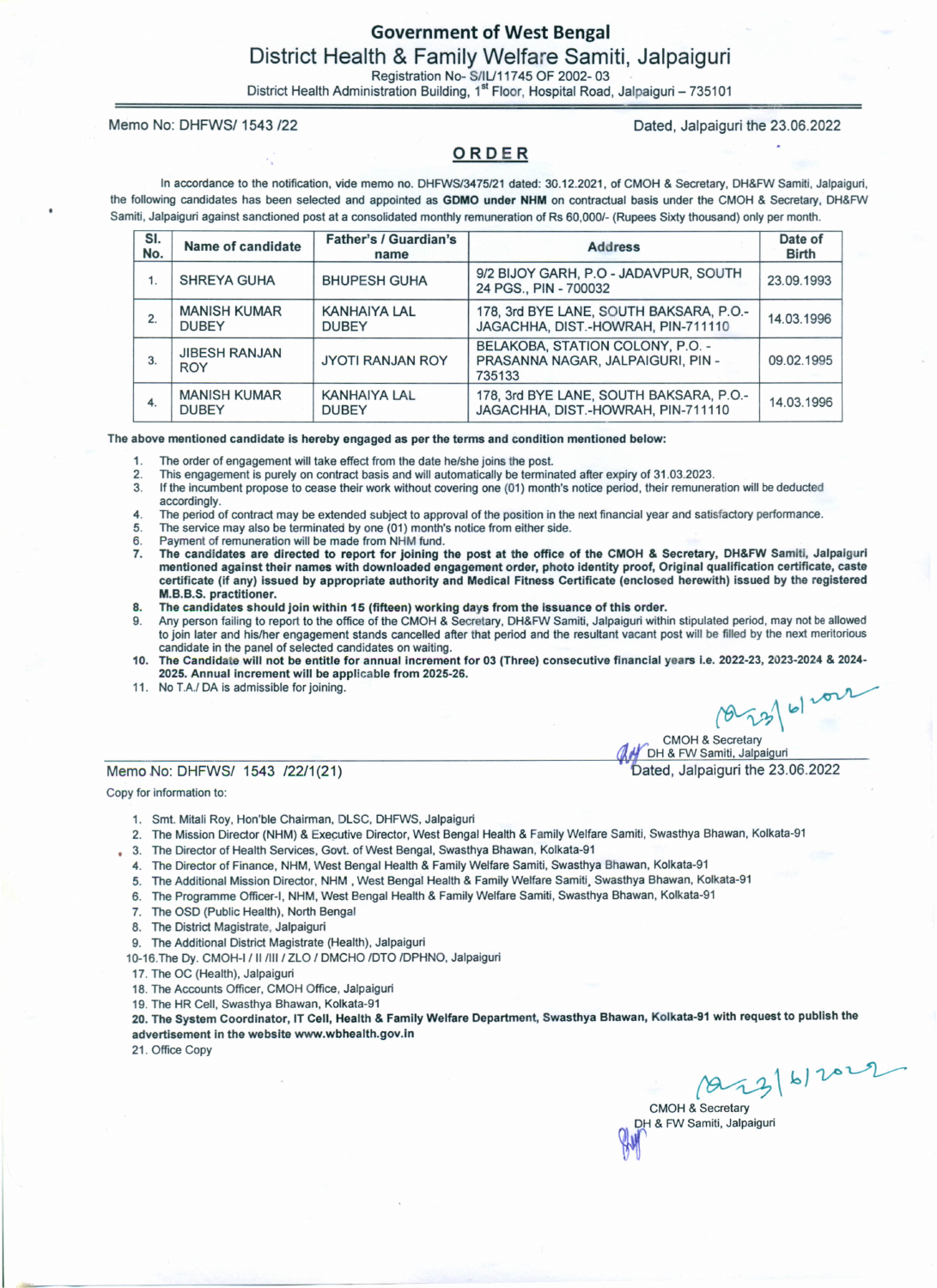# Government of West Bengal

## District Health & Family Welfare Samiti, Jalpaiguri

Registration No- S/IL/11745 OF 2002- 03

District Health Administration Building, 1st Floor, Hospital Road, Jalpaiguri – 735101

Memo No: DHFWS/ 1543 /22 Dated, Jalpaiguri the 23.06.2022

## ORDER

In accordance to the notification, vide memo no. DHFWS/3475/21 dated: 30.12.2021, of CMOH & Secretary, DH&FW Samiti, Jalpaiguri, the following candidates has been selected and appointed as **GDMO under NHM** on contractual basis under the CMOH & Secretary, DH&FW Samiti, Jalpaiguri against sanctioned post at a consolidated monthly remuneration of Rs 60,000/- (Rupees Sixty thousand) only per month.

| Sl. No. | Name of candidate | Father's / Guardian's name | Address | Date of Birth |
|---|---|---|---|---|
| 1. | SHREYA GUHA | BHUPESH GUHA | 9/2 BIJOY GARH, P.O - JADAVPUR, SOUTH 24 PGS., PIN - 700032 | 23.09.1993 |
| 2. | MANISH KUMAR DUBEY | KANHAIYA LAL DUBEY | 178, 3rd BYE LANE, SOUTH BAKSARA, P.O.-JAGACHHA, DIST.-HOWRAH, PIN-711110 | 14.03.1996 |
| 3. | JIBESH RANJAN ROY | JYOTI RANJAN ROY | BELAKOBA, STATION COLONY, P.O. - PRASANNA NAGAR, JALPAIGURI, PIN - 735133 | 09.02.1995 |
| 4. | MANISH KUMAR DUBEY | KANHAIYA LAL DUBEY | 178, 3rd BYE LANE, SOUTH BAKSARA, P.O.-JAGACHHA, DIST.-HOWRAH, PIN-711110 | 14.03.1996 |

**The above mentioned candidate is hereby engaged as per the terms and condition mentioned below:**

1. The order of engagement will take effect from the date he/she joins the post.
2. This engagement is purely on contract basis and will automatically be terminated after expiry of 31.03.2023.
3. If the incumbent propose to cease their work without covering one (01) month's notice period, their remuneration will be deducted accordingly.
4. The period of contract may be extended subject to approval of the position in the next financial year and satisfactory performance.
5. The service may also be terminated by one (01) month's notice from either side.
6. Payment of remuneration will be made from NHM fund.
7. **The candidates are directed to report for joining the post at the office of the CMOH & Secretary, DH&FW Samiti, Jalpaiguri mentioned against their names with downloaded engagement order, photo identity proof, Original qualification certificate, caste certificate (if any) issued by appropriate authority and Medical Fitness Certificate (enclosed herewith) issued by the registered M.B.B.S. practitioner.**
8. **The candidates should join within 15 (fifteen) working days from the issuance of this order.**
9. Any person failing to report to the office of the CMOH & Secretary, DH&FW Samiti, Jalpaiguri within stipulated period, may not be allowed to join later and his/her engagement stands cancelled after that period and the resultant vacant post will be filled by the next meritorious candidate in the panel of selected candidates on waiting.
10. **The Candidate will not be entitle for annual increment for 03 (Three) consecutive financial years i.e. 2022-23, 2023-2024 & 2024-2025. Annual increment will be applicable from 2025-26.**
11. No T.A./ DA is admissible for joining.

Sd/- 23/6/2022

CMOH & Secretary
DH & FW Samiti, Jalpaiguri

Memo No: DHFWS/ 1543 /22/1(21) Dated, Jalpaiguri the 23.06.2022

Copy for information to:

1. Smt. Mitali Roy, Hon'ble Chairman, DLSC, DHFWS, Jalpaiguri
2. The Mission Director (NHM) & Executive Director, West Bengal Health & Family Welfare Samiti, Swasthya Bhawan, Kolkata-91
3. The Director of Health Services, Govt. of West Bengal, Swasthya Bhawan, Kolkata-91
4. The Director of Finance, NHM, West Bengal Health & Family Welfare Samiti, Swasthya Bhawan, Kolkata-91
5. The Additional Mission Director, NHM , West Bengal Health & Family Welfare Samiti, Swasthya Bhawan, Kolkata-91
6. The Programme Officer-I, NHM, West Bengal Health & Family Welfare Samiti, Swasthya Bhawan, Kolkata-91
7. The OSD (Public Health), North Bengal
8. The District Magistrate, Jalpaiguri
9. The Additional District Magistrate (Health), Jalpaiguri

10-16. The Dy. CMOH-I / II /III / ZLO / DMCHO /DTO /DPHNO, Jalpaiguri

17. The OC (Health), Jalpaiguri
18. The Accounts Officer, CMOH Office, Jalpaiguri
19. The HR Cell, Swasthya Bhawan, Kolkata-91
20. **The System Coordinator, IT Cell, Health & Family Welfare Department, Swasthya Bhawan, Kolkata-91 with request to publish the advertisement in the website www.wbhealth.gov.in**
21. Office Copy

Sd/- 23/6/2022

CMOH & Secretary
DH & FW Samiti, Jalpaiguri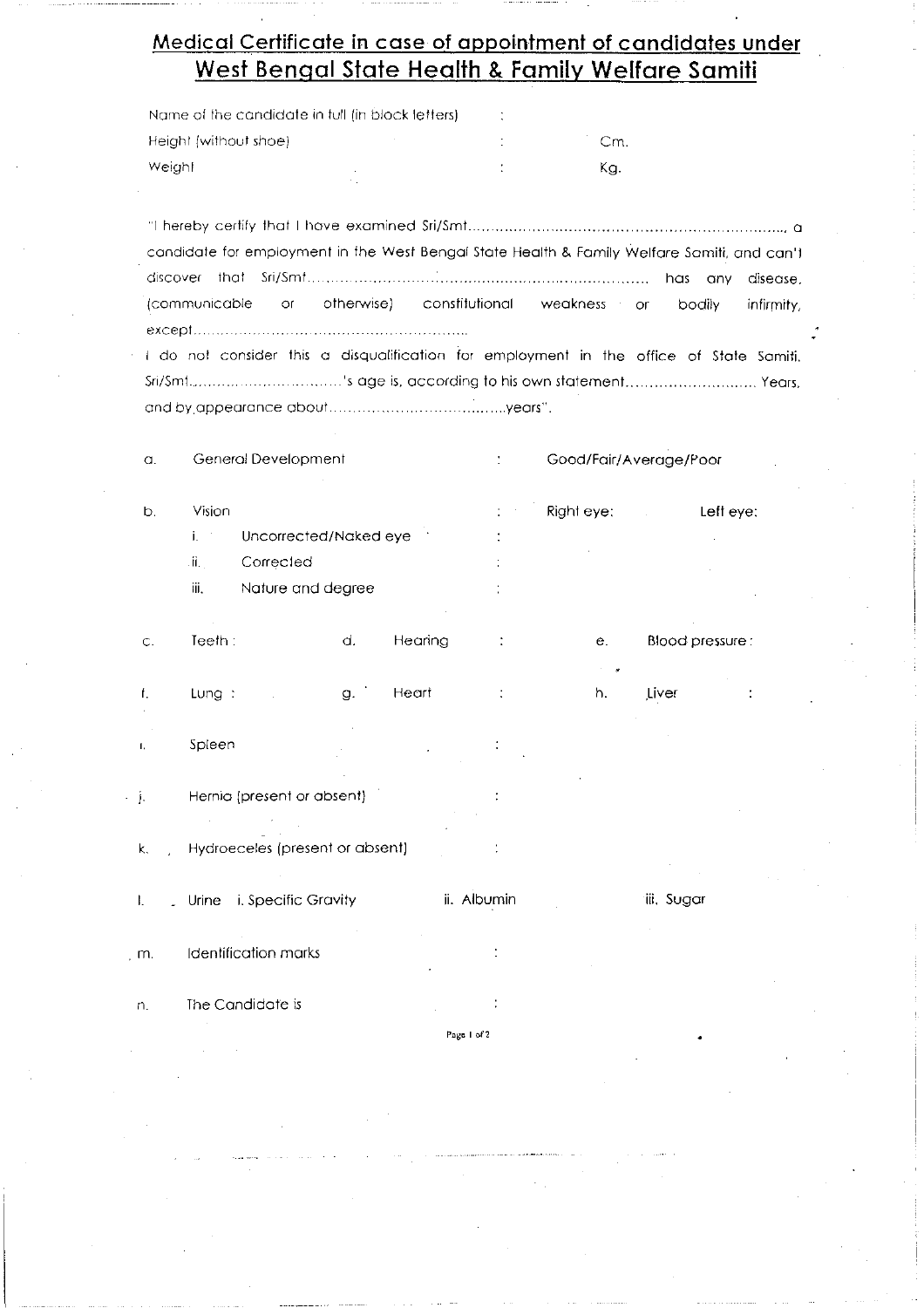## Medical Certificate in case of appointment of candidates under West Bengal State Health & Family Welfare Samiti

Name of the candidate in full (in block letters) :

Height (without shoe) : Cm.

Weight : Kg.

"I hereby certify that I have examined Sri/Smt……………………………………………………………, a candidate for employment in the West Bengal State Health & Family Welfare Samiti, and can't discover that Sri/Smt…………………………………………………………………… has any disease, (communicable or otherwise) constitutional weakness or bodily infirmity, except……………………………………………………

I do not consider this a disqualification for employment in the office of State Samiti. Sri/Smt……………………………'s age is, according to his own statement……………………… Years, and by appearance about………………………………years".

a. General Development : Good/Fair/Average/Poor

b. Vision : Right eye: Left eye:

  i. Uncorrected/Naked eye :

  ii. Corrected :

  iii. Nature and degree :

c. Teeth : d. Hearing : e. Blood pressure :

f. Lung : g. Heart : h. Liver :

i. Spleen :

j. Hernia (present or absent) :

k. Hydroeceles (present or absent) :

l. Urine i. Specific Gravity ii. Albumin iii. Sugar

m. Identification marks :

n. The Candidate is :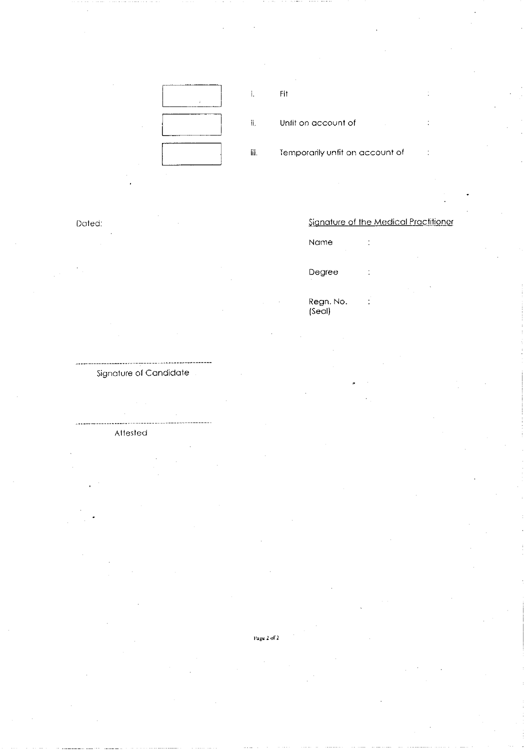| | | | |
|---|---|---|---|
| ☐ | i. | Fit | : |
| ☐ | ii. | Unfit on account of | : |
| ☐ | iii. | Temporarily unfit on account of | : |

Dated:

Signature of the Medical Practitioner

Name :

Degree :

Regn. No. :
(Seal)

---------------------------------------------------
Signature of Candidate

---------------------------------------------------
Attested